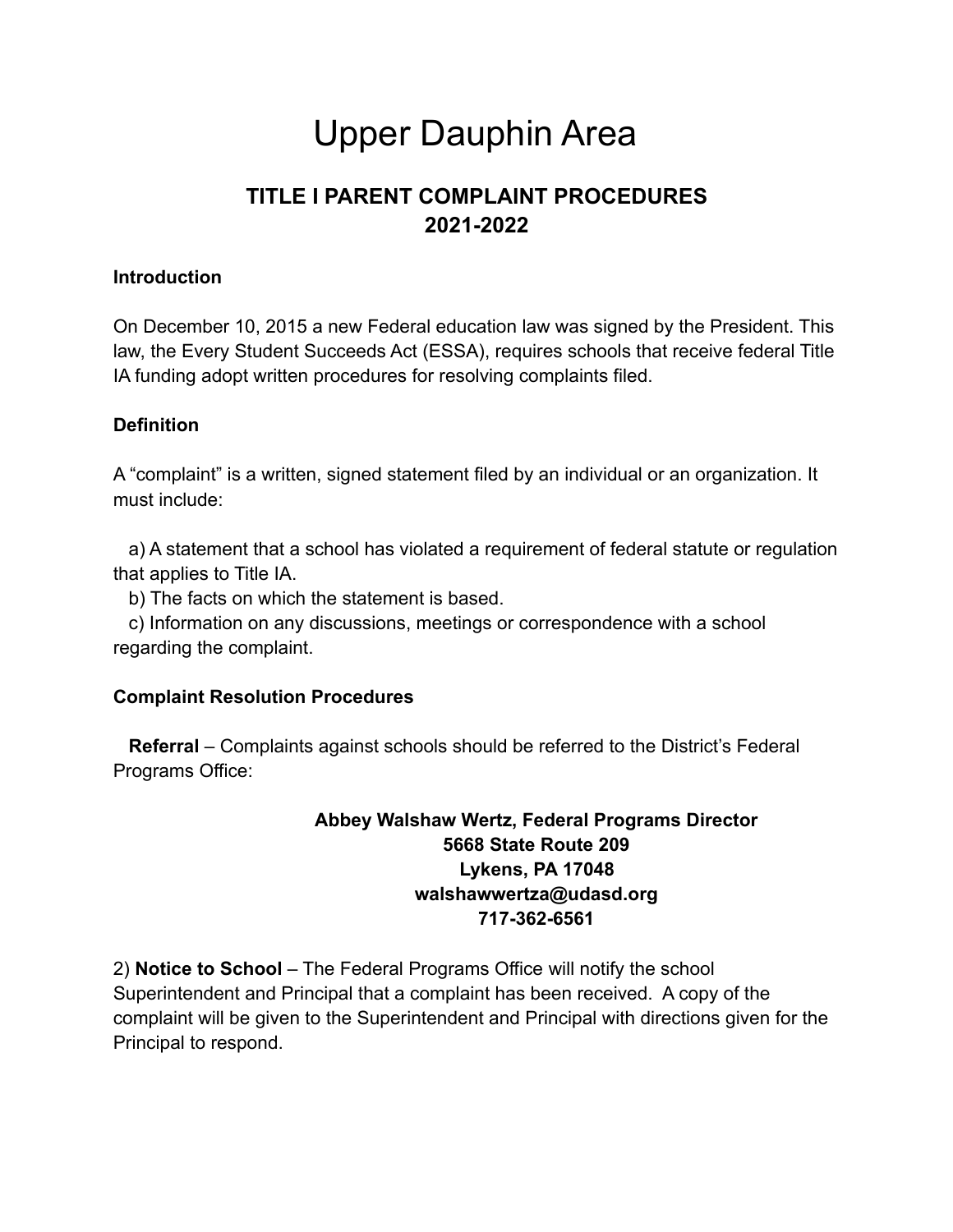# Upper Dauphin Area

## TITLE I PARENT COMPLAINT PROCEDURES
## 2021-2022

**Introduction**

On December 10, 2015 a new Federal education law was signed by the President. This law, the Every Student Succeeds Act (ESSA), requires schools that receive federal Title IA funding adopt written procedures for resolving complaints filed.

**Definition**

A "complaint" is a written, signed statement filed by an individual or an organization. It must include:

a) A statement that a school has violated a requirement of federal statute or regulation that applies to Title IA.
b) The facts on which the statement is based.
c) Information on any discussions, meetings or correspondence with a school regarding the complaint.

**Complaint Resolution Procedures**

**Referral** – Complaints against schools should be referred to the District's Federal Programs Office:

**Abbey Walshaw Wertz, Federal Programs Director**
**5668 State Route 209**
**Lykens, PA 17048**
**walshawwertza@udasd.org**
**717-362-6561**

2) **Notice to School** – The Federal Programs Office will notify the school Superintendent and Principal that a complaint has been received. A copy of the complaint will be given to the Superintendent and Principal with directions given for the Principal to respond.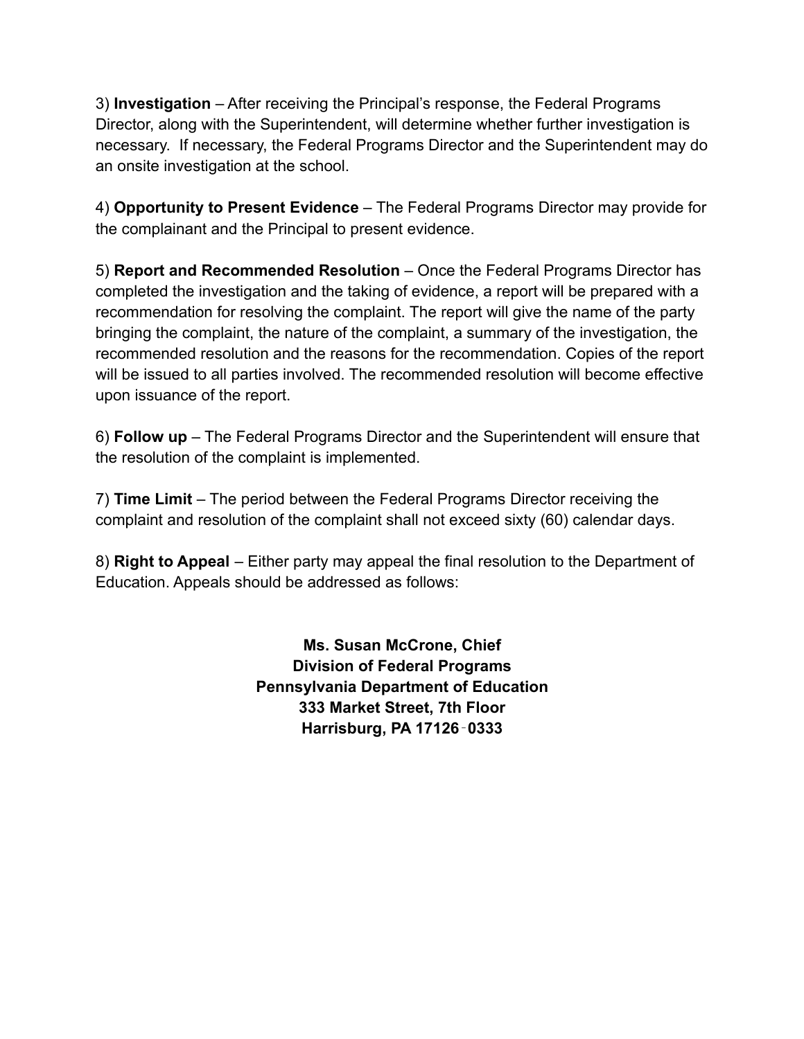3) **Investigation** – After receiving the Principal's response, the Federal Programs Director, along with the Superintendent, will determine whether further investigation is necessary. If necessary, the Federal Programs Director and the Superintendent may do an onsite investigation at the school.

4) **Opportunity to Present Evidence** – The Federal Programs Director may provide for the complainant and the Principal to present evidence.

5) **Report and Recommended Resolution** – Once the Federal Programs Director has completed the investigation and the taking of evidence, a report will be prepared with a recommendation for resolving the complaint. The report will give the name of the party bringing the complaint, the nature of the complaint, a summary of the investigation, the recommended resolution and the reasons for the recommendation. Copies of the report will be issued to all parties involved. The recommended resolution will become effective upon issuance of the report.

6) **Follow up** – The Federal Programs Director and the Superintendent will ensure that the resolution of the complaint is implemented.

7) **Time Limit** – The period between the Federal Programs Director receiving the complaint and resolution of the complaint shall not exceed sixty (60) calendar days.

8) **Right to Appeal** – Either party may appeal the final resolution to the Department of Education. Appeals should be addressed as follows:

**Ms. Susan McCrone, Chief**
**Division of Federal Programs**
**Pennsylvania Department of Education**
**333 Market Street, 7th Floor**
**Harrisburg, PA 17126‑0333**